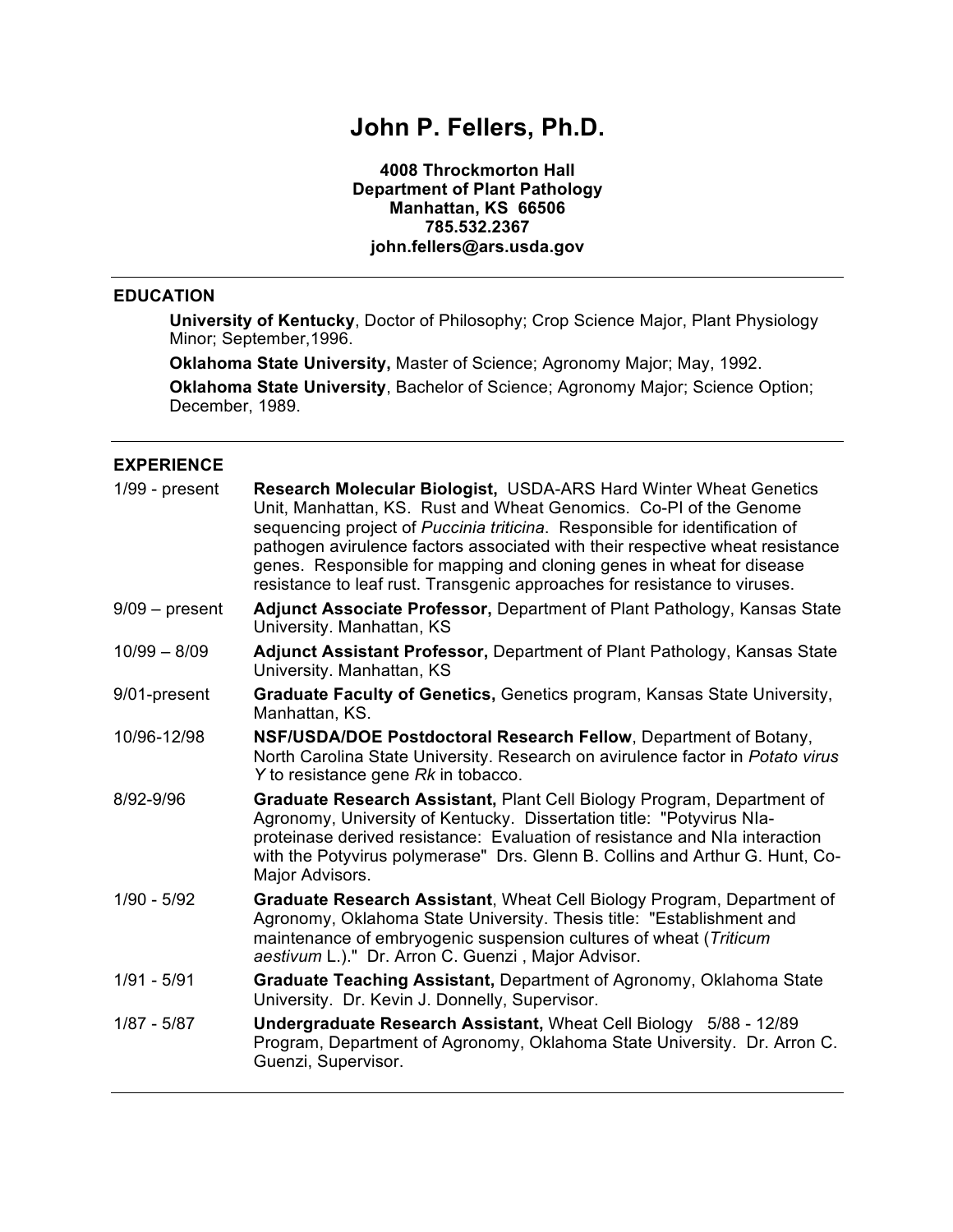# John P. Fellers, Ph.D.

**4008 Throckmorton Hall**
**Department of Plant Pathology**
**Manhattan, KS 66506**
**785.532.2367**
**john.fellers@ars.usda.gov**

---

## EDUCATION

**University of Kentucky**, Doctor of Philosophy; Crop Science Major, Plant Physiology Minor; September,1996.

**Oklahoma State University,** Master of Science; Agronomy Major; May, 1992.

**Oklahoma State University**, Bachelor of Science; Agronomy Major; Science Option; December, 1989.

---

## EXPERIENCE

| | |
|---|---|
| 1/99 - present | **Research Molecular Biologist,** USDA-ARS Hard Winter Wheat Genetics Unit, Manhattan, KS. Rust and Wheat Genomics. Co-PI of the Genome sequencing project of *Puccinia triticina*. Responsible for identification of pathogen avirulence factors associated with their respective wheat resistance genes. Responsible for mapping and cloning genes in wheat for disease resistance to leaf rust. Transgenic approaches for resistance to viruses. |
| 9/09 – present | **Adjunct Associate Professor,** Department of Plant Pathology, Kansas State University. Manhattan, KS |
| 10/99 – 8/09 | **Adjunct Assistant Professor,** Department of Plant Pathology, Kansas State University. Manhattan, KS |
| 9/01-present | **Graduate Faculty of Genetics,** Genetics program, Kansas State University, Manhattan, KS. |
| 10/96-12/98 | **NSF/USDA/DOE Postdoctoral Research Fellow**, Department of Botany, North Carolina State University. Research on avirulence factor in *Potato virus Y* to resistance gene *Rk* in tobacco. |
| 8/92-9/96 | **Graduate Research Assistant,** Plant Cell Biology Program, Department of Agronomy, University of Kentucky. Dissertation title: "Potyvirus NIa-proteinase derived resistance: Evaluation of resistance and NIa interaction with the Potyvirus polymerase" Drs. Glenn B. Collins and Arthur G. Hunt, Co-Major Advisors. |
| 1/90 - 5/92 | **Graduate Research Assistant**, Wheat Cell Biology Program, Department of Agronomy, Oklahoma State University. Thesis title: "Establishment and maintenance of embryogenic suspension cultures of wheat (*Triticum aestivum* L.)." Dr. Arron C. Guenzi , Major Advisor. |
| 1/91 - 5/91 | **Graduate Teaching Assistant,** Department of Agronomy, Oklahoma State University. Dr. Kevin J. Donnelly, Supervisor. |
| 1/87 - 5/87 | **Undergraduate Research Assistant,** Wheat Cell Biology 5/88 - 12/89 Program, Department of Agronomy, Oklahoma State University. Dr. Arron C. Guenzi, Supervisor. |

---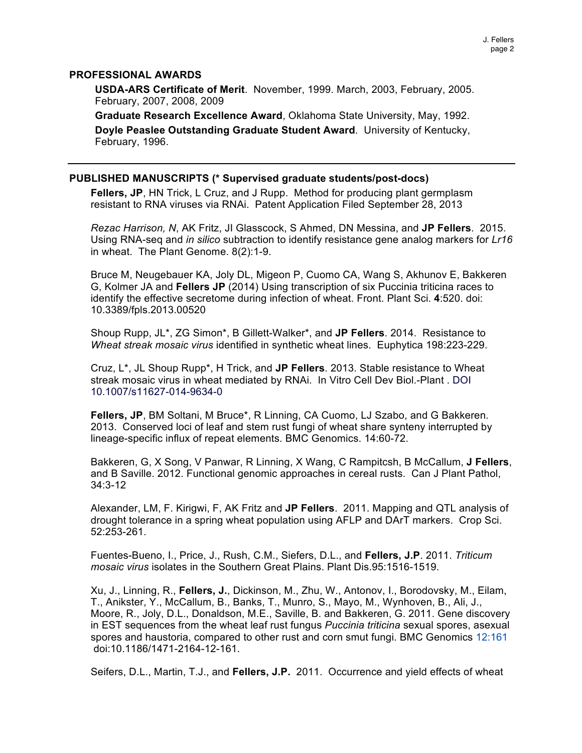## PROFESSIONAL AWARDS

**USDA-ARS Certificate of Merit**. November, 1999. March, 2003, February, 2005. February, 2007, 2008, 2009

**Graduate Research Excellence Award**, Oklahoma State University, May, 1992.

**Doyle Peaslee Outstanding Graduate Student Award**. University of Kentucky, February, 1996.

---

## PUBLISHED MANUSCRIPTS (* Supervised graduate students/post-docs)

**Fellers, JP**, HN Trick, L Cruz, and J Rupp. Method for producing plant germplasm resistant to RNA viruses via RNAi. Patent Application Filed September 28, 2013

*Rezac Harrison, N*, AK Fritz, JI Glasscock, S Ahmed, DN Messina, and **JP Fellers**. 2015. Using RNA-seq and *in silico* subtraction to identify resistance gene analog markers for *Lr16* in wheat. The Plant Genome. 8(2):1-9.

Bruce M, Neugebauer KA, Joly DL, Migeon P, Cuomo CA, Wang S, Akhunov E, Bakkeren G, Kolmer JA and **Fellers JP** (2014) Using transcription of six Puccinia triticina races to identify the effective secretome during infection of wheat. Front. Plant Sci. **4**:520. doi: 10.3389/fpls.2013.00520

Shoup Rupp, JL*, ZG Simon*, B Gillett-Walker*, and **JP Fellers**. 2014. Resistance to *Wheat streak mosaic virus* identified in synthetic wheat lines. Euphytica 198:223-229.

Cruz, L*, JL Shoup Rupp*, H Trick, and **JP Fellers**. 2013. Stable resistance to Wheat streak mosaic virus in wheat mediated by RNAi. In Vitro Cell Dev Biol.-Plant . DOI 10.1007/s11627-014-9634-0

**Fellers, JP**, BM Soltani, M Bruce*, R Linning, CA Cuomo, LJ Szabo, and G Bakkeren. 2013. Conserved loci of leaf and stem rust fungi of wheat share synteny interrupted by lineage-specific influx of repeat elements. BMC Genomics. 14:60-72.

Bakkeren, G, X Song, V Panwar, R Linning, X Wang, C Rampitcsh, B McCallum, **J Fellers**, and B Saville. 2012. Functional genomic approaches in cereal rusts. Can J Plant Pathol, 34:3-12

Alexander, LM, F. Kirigwi, F, AK Fritz and **JP Fellers**. 2011. Mapping and QTL analysis of drought tolerance in a spring wheat population using AFLP and DArT markers. Crop Sci. 52:253-261.

Fuentes-Bueno, I., Price, J., Rush, C.M., Siefers, D.L., and **Fellers, J.P**. 2011. *Triticum mosaic virus* isolates in the Southern Great Plains. Plant Dis.95:1516-1519.

Xu, J., Linning, R., **Fellers, J.**, Dickinson, M., Zhu, W., Antonov, I., Borodovsky, M., Eilam, T., Anikster, Y., McCallum, B., Banks, T., Munro, S., Mayo, M., Wynhoven, B., Ali, J., Moore, R., Joly, D.L., Donaldson, M.E., Saville, B. and Bakkeren, G. 2011. Gene discovery in EST sequences from the wheat leaf rust fungus *Puccinia triticina* sexual spores, asexual spores and haustoria, compared to other rust and corn smut fungi. BMC Genomics 12:161 doi:10.1186/1471-2164-12-161.

Seifers, D.L., Martin, T.J., and **Fellers, J.P.** 2011. Occurrence and yield effects of wheat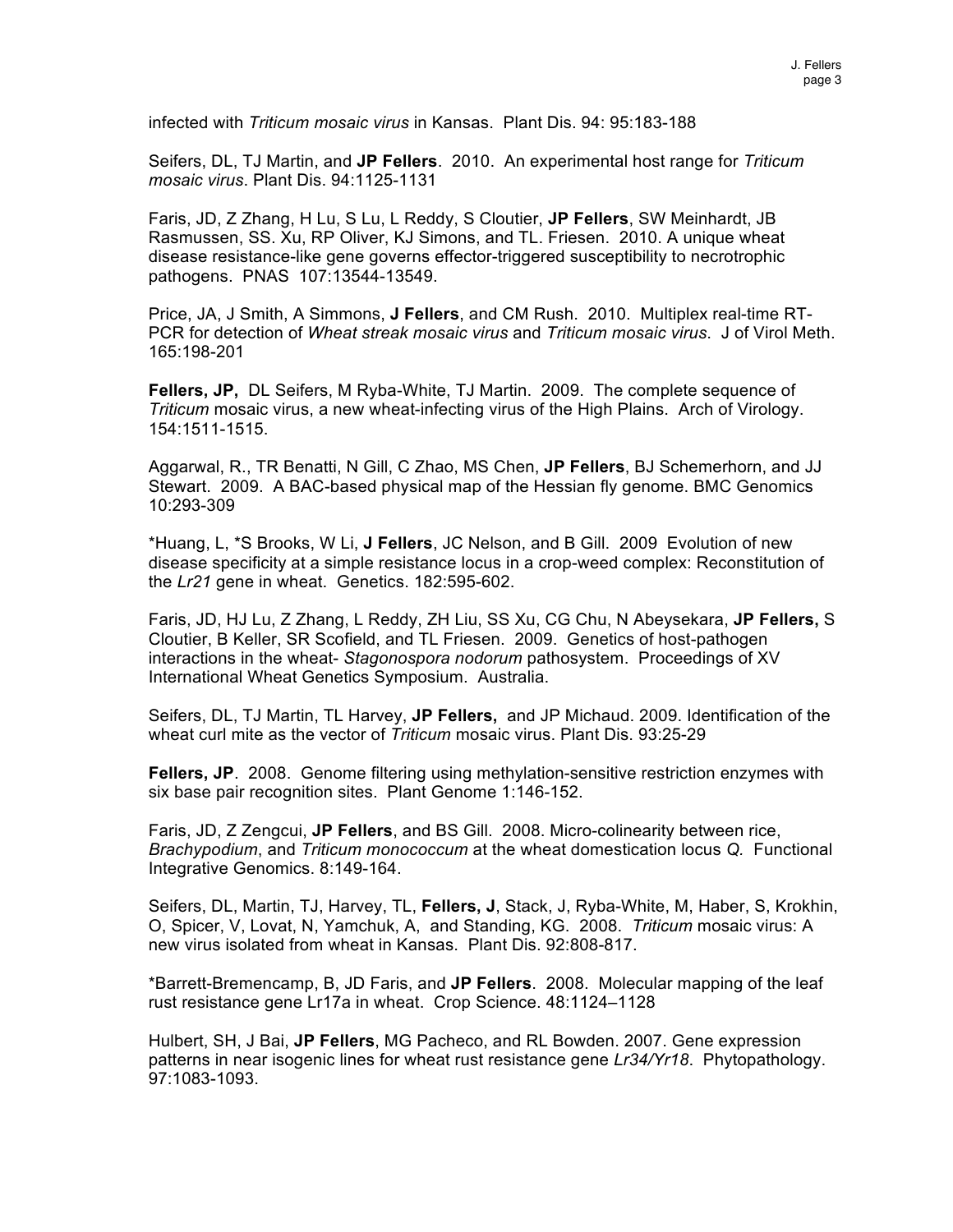infected with *Triticum mosaic virus* in Kansas. Plant Dis. 94: 95:183-188

Seifers, DL, TJ Martin, and **JP Fellers**. 2010. An experimental host range for *Triticum mosaic virus*. Plant Dis. 94:1125-1131

Faris, JD, Z Zhang, H Lu, S Lu, L Reddy, S Cloutier, **JP Fellers**, SW Meinhardt, JB Rasmussen, SS. Xu, RP Oliver, KJ Simons, and TL. Friesen. 2010. A unique wheat disease resistance-like gene governs effector-triggered susceptibility to necrotrophic pathogens. PNAS 107:13544-13549.

Price, JA, J Smith, A Simmons, **J Fellers**, and CM Rush. 2010. Multiplex real-time RT-PCR for detection of *Wheat streak mosaic virus* and *Triticum mosaic virus*. J of Virol Meth. 165:198-201

**Fellers, JP,** DL Seifers, M Ryba-White, TJ Martin. 2009. The complete sequence of *Triticum* mosaic virus, a new wheat-infecting virus of the High Plains. Arch of Virology. 154:1511-1515.

Aggarwal, R., TR Benatti, N Gill, C Zhao, MS Chen, **JP Fellers**, BJ Schemerhorn, and JJ Stewart. 2009. A BAC-based physical map of the Hessian fly genome. BMC Genomics 10:293-309

*Huang, L, *S Brooks, W Li, **J Fellers**, JC Nelson, and B Gill. 2009 Evolution of new disease specificity at a simple resistance locus in a crop-weed complex: Reconstitution of the *Lr21* gene in wheat. Genetics. 182:595-602.

Faris, JD, HJ Lu, Z Zhang, L Reddy, ZH Liu, SS Xu, CG Chu, N Abeysekara, **JP Fellers,** S Cloutier, B Keller, SR Scofield, and TL Friesen. 2009. Genetics of host-pathogen interactions in the wheat- *Stagonospora nodorum* pathosystem. Proceedings of XV International Wheat Genetics Symposium. Australia.

Seifers, DL, TJ Martin, TL Harvey, **JP Fellers,** and JP Michaud. 2009. Identification of the wheat curl mite as the vector of *Triticum* mosaic virus. Plant Dis. 93:25-29

**Fellers, JP**. 2008. Genome filtering using methylation-sensitive restriction enzymes with six base pair recognition sites. Plant Genome 1:146-152.

Faris, JD, Z Zengcui, **JP Fellers**, and BS Gill. 2008. Micro-colinearity between rice, *Brachypodium*, and *Triticum monococcum* at the wheat domestication locus *Q.* Functional Integrative Genomics. 8:149-164.

Seifers, DL, Martin, TJ, Harvey, TL, **Fellers, J**, Stack, J, Ryba-White, M, Haber, S, Krokhin, O, Spicer, V, Lovat, N, Yamchuk, A, and Standing, KG. 2008. *Triticum* mosaic virus: A new virus isolated from wheat in Kansas. Plant Dis. 92:808-817.

*Barrett-Bremencamp, B, JD Faris, and **JP Fellers**. 2008. Molecular mapping of the leaf rust resistance gene Lr17a in wheat. Crop Science. 48:1124–1128

Hulbert, SH, J Bai, **JP Fellers**, MG Pacheco, and RL Bowden. 2007. Gene expression patterns in near isogenic lines for wheat rust resistance gene *Lr34/Yr18*. Phytopathology. 97:1083-1093.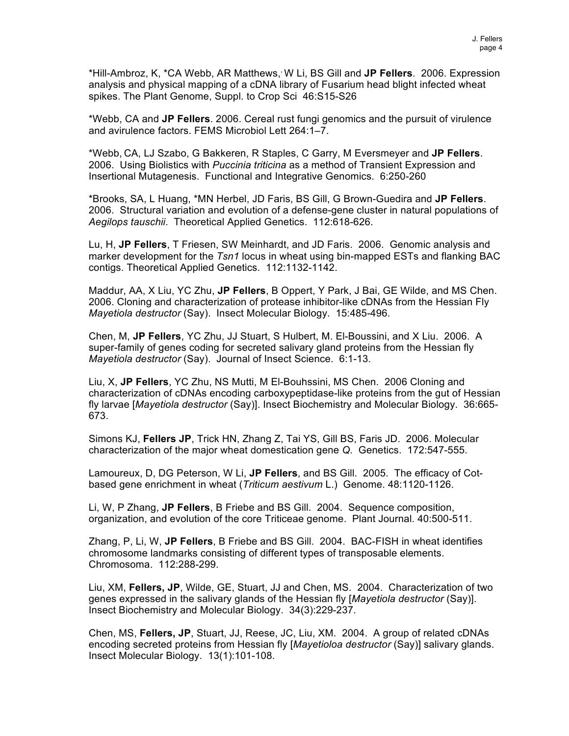*Hill-Ambroz, K, *CA Webb, AR Matthews, W Li, BS Gill and **JP Fellers**. 2006. Expression analysis and physical mapping of a cDNA library of Fusarium head blight infected wheat spikes. The Plant Genome, Suppl. to Crop Sci 46:S15-S26

*Webb, CA and **JP Fellers**. 2006. Cereal rust fungi genomics and the pursuit of virulence and avirulence factors. FEMS Microbiol Lett 264:1–7.

*Webb, CA, LJ Szabo, G Bakkeren, R Staples, C Garry, M Eversmeyer and **JP Fellers**. 2006. Using Biolistics with *Puccinia triticina* as a method of Transient Expression and Insertional Mutagenesis. Functional and Integrative Genomics. 6:250-260

*Brooks, SA, L Huang, *MN Herbel, JD Faris, BS Gill, G Brown-Guedira and **JP Fellers**. 2006. Structural variation and evolution of a defense-gene cluster in natural populations of *Aegilops tauschii*. Theoretical Applied Genetics. 112:618-626.

Lu, H, **JP Fellers**, T Friesen, SW Meinhardt, and JD Faris. 2006. Genomic analysis and marker development for the *Tsn1* locus in wheat using bin-mapped ESTs and flanking BAC contigs. Theoretical Applied Genetics. 112:1132-1142.

Maddur, AA, X Liu, YC Zhu, **JP Fellers**, B Oppert, Y Park, J Bai, GE Wilde, and MS Chen. 2006. Cloning and characterization of protease inhibitor-like cDNAs from the Hessian Fly *Mayetiola destructor* (Say). Insect Molecular Biology. 15:485-496.

Chen, M, **JP Fellers**, YC Zhu, JJ Stuart, S Hulbert, M. El-Boussini, and X Liu. 2006. A super-family of genes coding for secreted salivary gland proteins from the Hessian fly *Mayetiola destructor* (Say). Journal of Insect Science. 6:1-13.

Liu, X, **JP Fellers**, YC Zhu, NS Mutti, M El-Bouhssini, MS Chen. 2006 Cloning and characterization of cDNAs encoding carboxypeptidase-like proteins from the gut of Hessian fly larvae [*Mayetiola destructor* (Say)]. Insect Biochemistry and Molecular Biology. 36:665-673.

Simons KJ, **Fellers JP**, Trick HN, Zhang Z, Tai YS, Gill BS, Faris JD. 2006. Molecular characterization of the major wheat domestication gene *Q*. Genetics. 172:547-555.

Lamoureux, D, DG Peterson, W Li, **JP Fellers**, and BS Gill. 2005. The efficacy of Cot-based gene enrichment in wheat (*Triticum aestivum* L.) Genome. 48:1120-1126.

Li, W, P Zhang, **JP Fellers**, B Friebe and BS Gill. 2004. Sequence composition, organization, and evolution of the core Triticeae genome. Plant Journal. 40:500-511.

Zhang, P, Li, W, **JP Fellers**, B Friebe and BS Gill. 2004. BAC-FISH in wheat identifies chromosome landmarks consisting of different types of transposable elements. Chromosoma. 112:288-299.

Liu, XM, **Fellers, JP**, Wilde, GE, Stuart, JJ and Chen, MS. 2004. Characterization of two genes expressed in the salivary glands of the Hessian fly [*Mayetiola destructor* (Say)]. Insect Biochemistry and Molecular Biology. 34(3):229-237.

Chen, MS, **Fellers, JP**, Stuart, JJ, Reese, JC, Liu, XM. 2004. A group of related cDNAs encoding secreted proteins from Hessian fly [*Mayetioloa destructor* (Say)] salivary glands. Insect Molecular Biology. 13(1):101-108.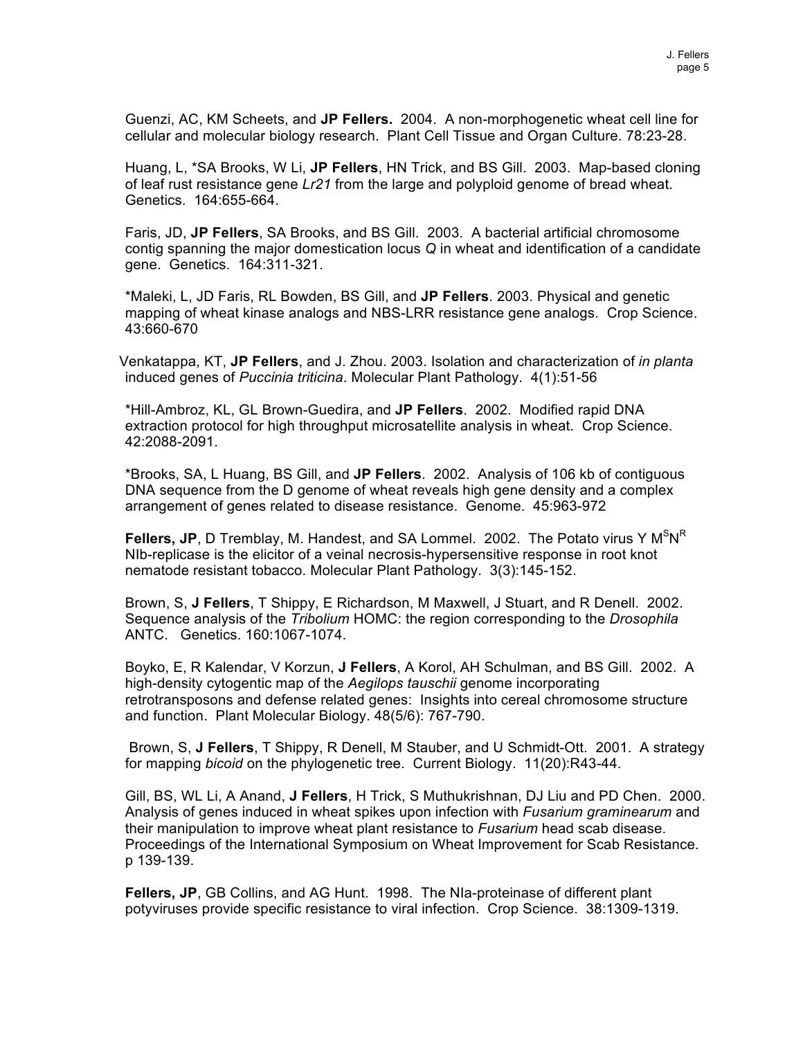Guenzi, AC, KM Scheets, and **JP Fellers.** 2004. A non-morphogenetic wheat cell line for cellular and molecular biology research. Plant Cell Tissue and Organ Culture. 78:23-28.

Huang, L, *SA Brooks, W Li, **JP Fellers**, HN Trick, and BS Gill. 2003. Map-based cloning of leaf rust resistance gene *Lr21* from the large and polyploid genome of bread wheat. Genetics. 164:655-664.

Faris, JD, **JP Fellers**, SA Brooks, and BS Gill. 2003. A bacterial artificial chromosome contig spanning the major domestication locus *Q* in wheat and identification of a candidate gene. Genetics. 164:311-321.

*Maleki, L, JD Faris, RL Bowden, BS Gill, and **JP Fellers**. 2003. Physical and genetic mapping of wheat kinase analogs and NBS-LRR resistance gene analogs. Crop Science. 43:660-670

Venkatappa, KT, **JP Fellers**, and J. Zhou. 2003. Isolation and characterization of *in planta* induced genes of *Puccinia triticina*. Molecular Plant Pathology. 4(1):51-56

*Hill-Ambroz, KL, GL Brown-Guedira, and **JP Fellers**. 2002. Modified rapid DNA extraction protocol for high throughput microsatellite analysis in wheat. Crop Science. 42:2088-2091.

*Brooks, SA, L Huang, BS Gill, and **JP Fellers**. 2002. Analysis of 106 kb of contiguous DNA sequence from the D genome of wheat reveals high gene density and a complex arrangement of genes related to disease resistance. Genome. 45:963-972

**Fellers, JP**, D Tremblay, M. Handest, and SA Lommel. 2002. The Potato virus Y $M^SN^R$ NIb-replicase is the elicitor of a veinal necrosis-hypersensitive response in root knot nematode resistant tobacco. Molecular Plant Pathology. 3(3):145-152.

Brown, S, **J Fellers**, T Shippy, E Richardson, M Maxwell, J Stuart, and R Denell. 2002. Sequence analysis of the *Tribolium* HOMC: the region corresponding to the *Drosophila* ANTC. Genetics. 160:1067-1074.

Boyko, E, R Kalendar, V Korzun, **J Fellers**, A Korol, AH Schulman, and BS Gill. 2002. A high-density cytogentic map of the *Aegilops tauschii* genome incorporating retrotransposons and defense related genes: Insights into cereal chromosome structure and function. Plant Molecular Biology. 48(5/6): 767-790.

Brown, S, **J Fellers**, T Shippy, R Denell, M Stauber, and U Schmidt-Ott. 2001. A strategy for mapping *bicoid* on the phylogenetic tree. Current Biology. 11(20):R43-44.

Gill, BS, WL Li, A Anand, **J Fellers**, H Trick, S Muthukrishnan, DJ Liu and PD Chen. 2000. Analysis of genes induced in wheat spikes upon infection with *Fusarium graminearum* and their manipulation to improve wheat plant resistance to *Fusarium* head scab disease. Proceedings of the International Symposium on Wheat Improvement for Scab Resistance. p 139-139.

**Fellers, JP**, GB Collins, and AG Hunt. 1998. The NIa-proteinase of different plant potyviruses provide specific resistance to viral infection. Crop Science. 38:1309-1319.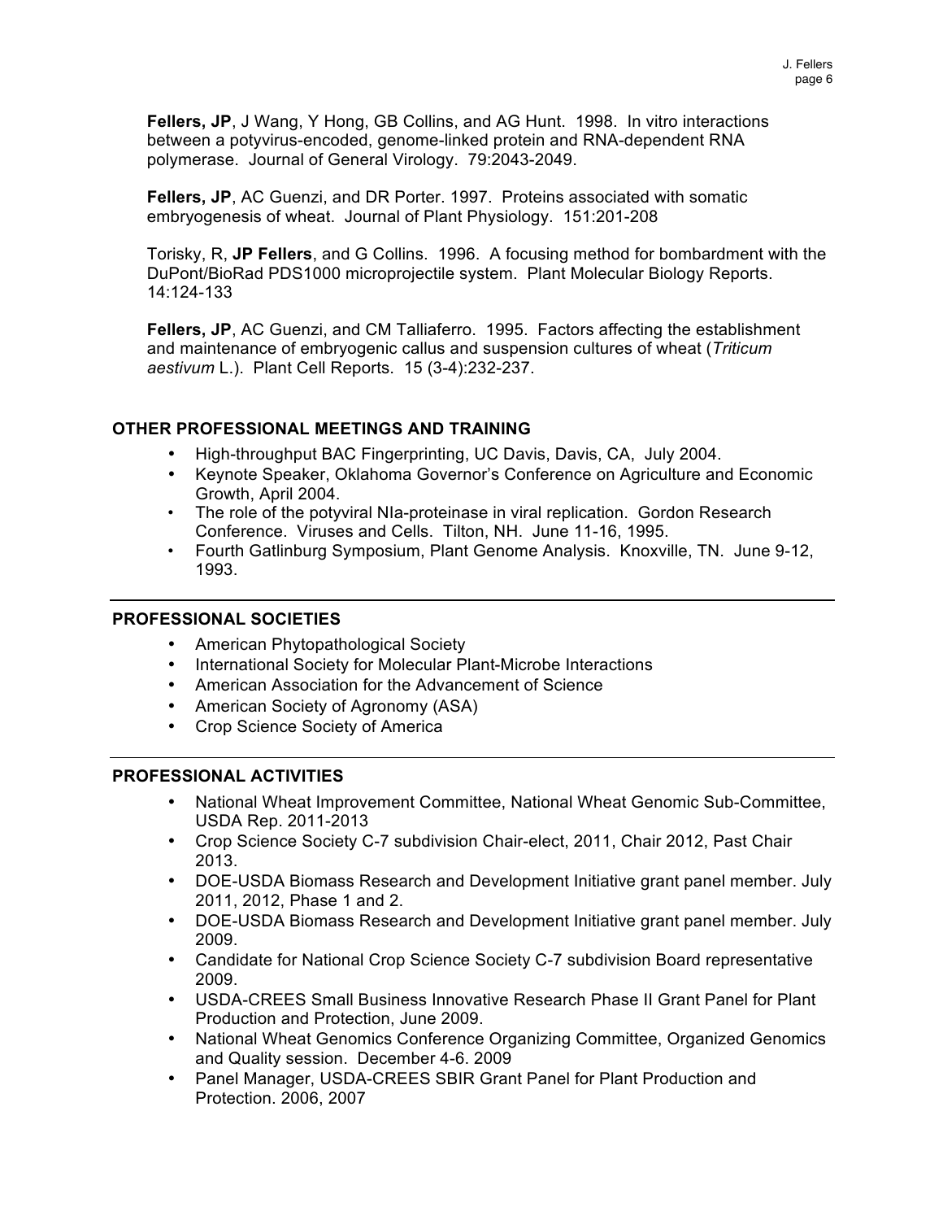**Fellers, JP**, J Wang, Y Hong, GB Collins, and AG Hunt. 1998. In vitro interactions between a potyvirus-encoded, genome-linked protein and RNA-dependent RNA polymerase. Journal of General Virology. 79:2043-2049.

**Fellers, JP**, AC Guenzi, and DR Porter. 1997. Proteins associated with somatic embryogenesis of wheat. Journal of Plant Physiology. 151:201-208

Torisky, R, **JP Fellers**, and G Collins. 1996. A focusing method for bombardment with the DuPont/BioRad PDS1000 microprojectile system. Plant Molecular Biology Reports. 14:124-133

**Fellers, JP**, AC Guenzi, and CM Talliaferro. 1995. Factors affecting the establishment and maintenance of embryogenic callus and suspension cultures of wheat (*Triticum aestivum* L.). Plant Cell Reports. 15 (3-4):232-237.

## OTHER PROFESSIONAL MEETINGS AND TRAINING

- High-throughput BAC Fingerprinting, UC Davis, Davis, CA, July 2004.
- Keynote Speaker, Oklahoma Governor's Conference on Agriculture and Economic Growth, April 2004.
- The role of the potyviral NIa-proteinase in viral replication. Gordon Research Conference. Viruses and Cells. Tilton, NH. June 11-16, 1995.
- Fourth Gatlinburg Symposium, Plant Genome Analysis. Knoxville, TN. June 9-12, 1993.

## PROFESSIONAL SOCIETIES

- American Phytopathological Society
- International Society for Molecular Plant-Microbe Interactions
- American Association for the Advancement of Science
- American Society of Agronomy (ASA)
- Crop Science Society of America

## PROFESSIONAL ACTIVITIES

- National Wheat Improvement Committee, National Wheat Genomic Sub-Committee, USDA Rep. 2011-2013
- Crop Science Society C-7 subdivision Chair-elect, 2011, Chair 2012, Past Chair 2013.
- DOE-USDA Biomass Research and Development Initiative grant panel member. July 2011, 2012, Phase 1 and 2.
- DOE-USDA Biomass Research and Development Initiative grant panel member. July 2009.
- Candidate for National Crop Science Society C-7 subdivision Board representative 2009.
- USDA-CREES Small Business Innovative Research Phase II Grant Panel for Plant Production and Protection, June 2009.
- National Wheat Genomics Conference Organizing Committee, Organized Genomics and Quality session. December 4-6. 2009
- Panel Manager, USDA-CREES SBIR Grant Panel for Plant Production and Protection. 2006, 2007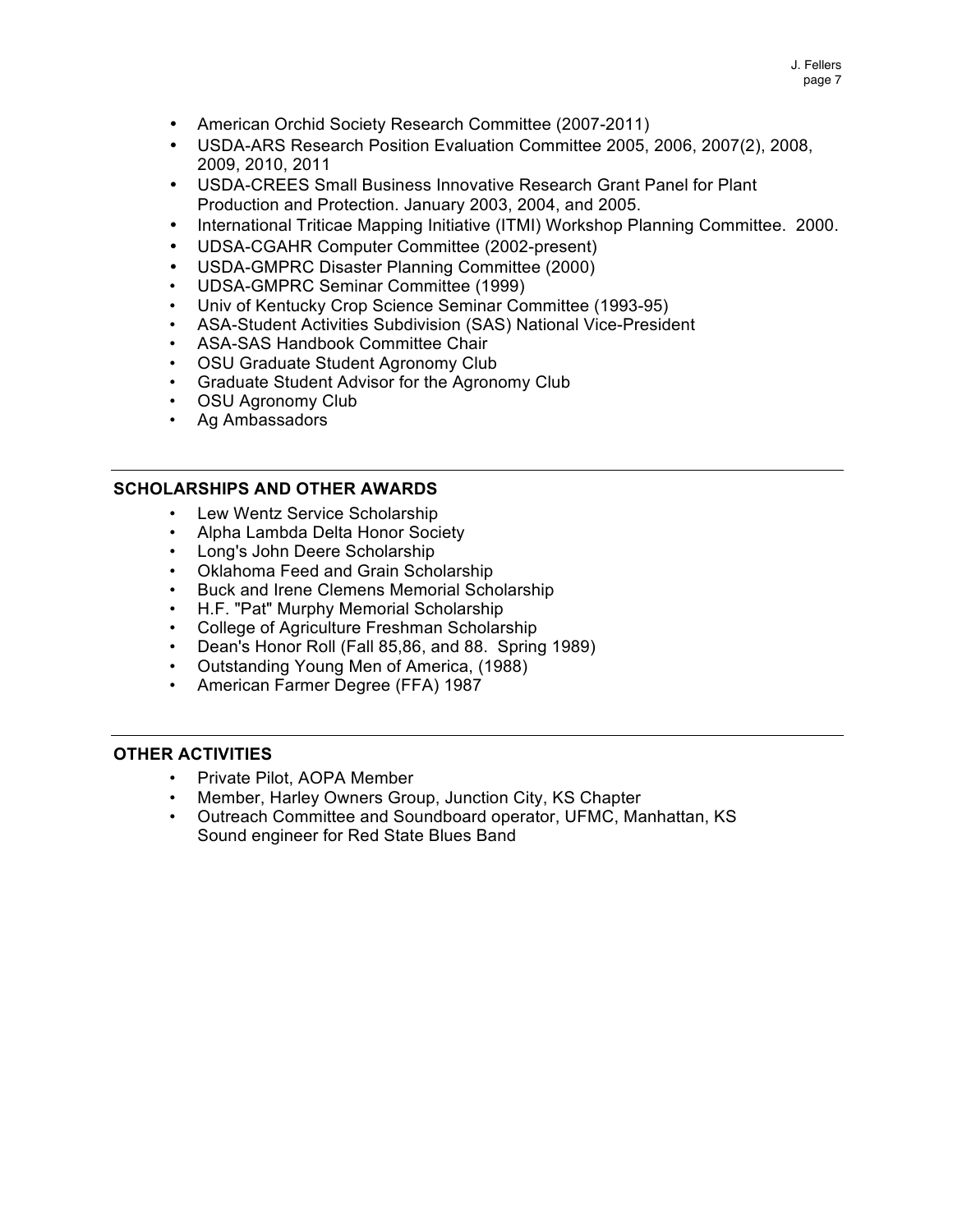- American Orchid Society Research Committee (2007-2011)
- USDA-ARS Research Position Evaluation Committee 2005, 2006, 2007(2), 2008, 2009, 2010, 2011
- USDA-CREES Small Business Innovative Research Grant Panel for Plant Production and Protection. January 2003, 2004, and 2005.
- International Triticae Mapping Initiative (ITMI) Workshop Planning Committee. 2000.
- UDSA-CGAHR Computer Committee (2002-present)
- USDA-GMPRC Disaster Planning Committee (2000)
- UDSA-GMPRC Seminar Committee (1999)
- Univ of Kentucky Crop Science Seminar Committee (1993-95)
- ASA-Student Activities Subdivision (SAS) National Vice-President
- ASA-SAS Handbook Committee Chair
- OSU Graduate Student Agronomy Club
- Graduate Student Advisor for the Agronomy Club
- OSU Agronomy Club
- Ag Ambassadors

## SCHOLARSHIPS AND OTHER AWARDS

- Lew Wentz Service Scholarship
- Alpha Lambda Delta Honor Society
- Long's John Deere Scholarship
- Oklahoma Feed and Grain Scholarship
- Buck and Irene Clemens Memorial Scholarship
- H.F. "Pat" Murphy Memorial Scholarship
- College of Agriculture Freshman Scholarship
- Dean's Honor Roll (Fall 85,86, and 88. Spring 1989)
- Outstanding Young Men of America, (1988)
- American Farmer Degree (FFA) 1987

## OTHER ACTIVITIES

- Private Pilot, AOPA Member
- Member, Harley Owners Group, Junction City, KS Chapter
- Outreach Committee and Soundboard operator, UFMC, Manhattan, KS
  Sound engineer for Red State Blues Band